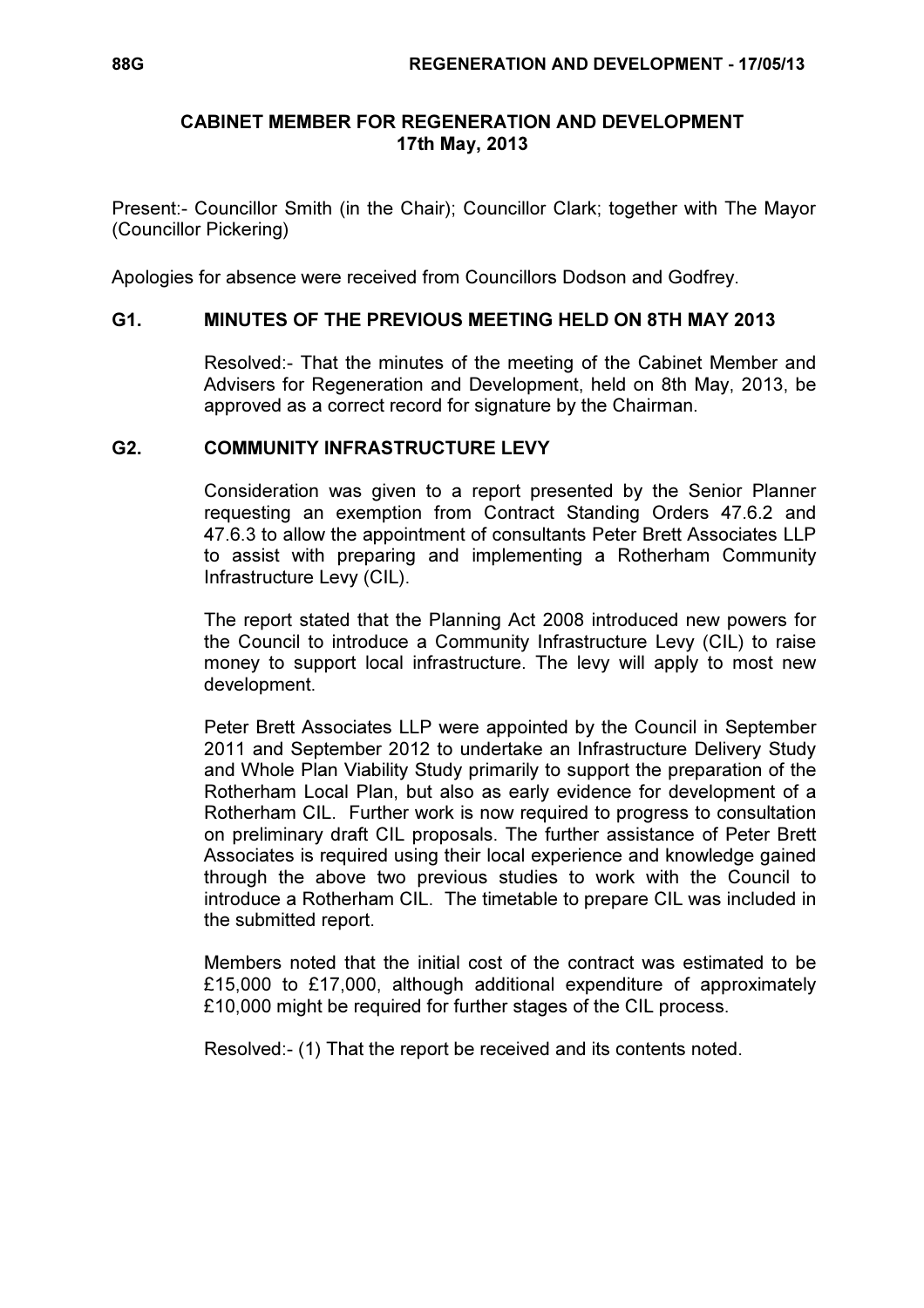## CABINET MEMBER FOR REGENERATION AND DEVELOPMENT
### 17th May, 2013

Present:- Councillor Smith (in the Chair); Councillor Clark; together with The Mayor (Councillor Pickering)

Apologies for absence were received from Councillors Dodson and Godfrey.

### G1. MINUTES OF THE PREVIOUS MEETING HELD ON 8TH MAY 2013

Resolved:- That the minutes of the meeting of the Cabinet Member and Advisers for Regeneration and Development, held on 8th May, 2013, be approved as a correct record for signature by the Chairman.

### G2. COMMUNITY INFRASTRUCTURE LEVY

Consideration was given to a report presented by the Senior Planner requesting an exemption from Contract Standing Orders 47.6.2 and 47.6.3 to allow the appointment of consultants Peter Brett Associates LLP to assist with preparing and implementing a Rotherham Community Infrastructure Levy (CIL).

The report stated that the Planning Act 2008 introduced new powers for the Council to introduce a Community Infrastructure Levy (CIL) to raise money to support local infrastructure. The levy will apply to most new development.

Peter Brett Associates LLP were appointed by the Council in September 2011 and September 2012 to undertake an Infrastructure Delivery Study and Whole Plan Viability Study primarily to support the preparation of the Rotherham Local Plan, but also as early evidence for development of a Rotherham CIL. Further work is now required to progress to consultation on preliminary draft CIL proposals. The further assistance of Peter Brett Associates is required using their local experience and knowledge gained through the above two previous studies to work with the Council to introduce a Rotherham CIL. The timetable to prepare CIL was included in the submitted report.

Members noted that the initial cost of the contract was estimated to be £15,000 to £17,000, although additional expenditure of approximately £10,000 might be required for further stages of the CIL process.

Resolved:- (1) That the report be received and its contents noted.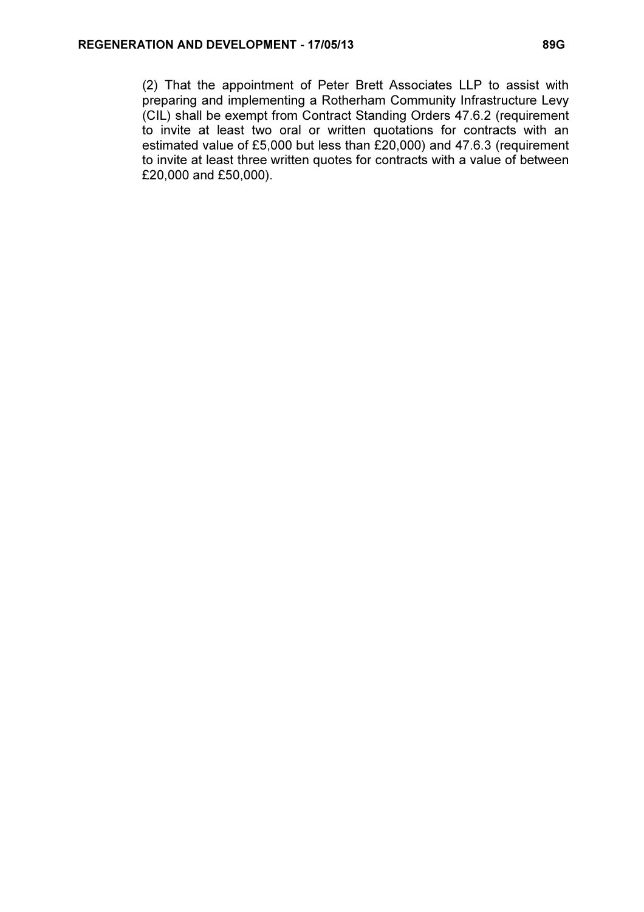(2) That the appointment of Peter Brett Associates LLP to assist with preparing and implementing a Rotherham Community Infrastructure Levy (CIL) shall be exempt from Contract Standing Orders 47.6.2 (requirement to invite at least two oral or written quotations for contracts with an estimated value of £5,000 but less than £20,000) and 47.6.3 (requirement to invite at least three written quotes for contracts with a value of between £20,000 and £50,000).